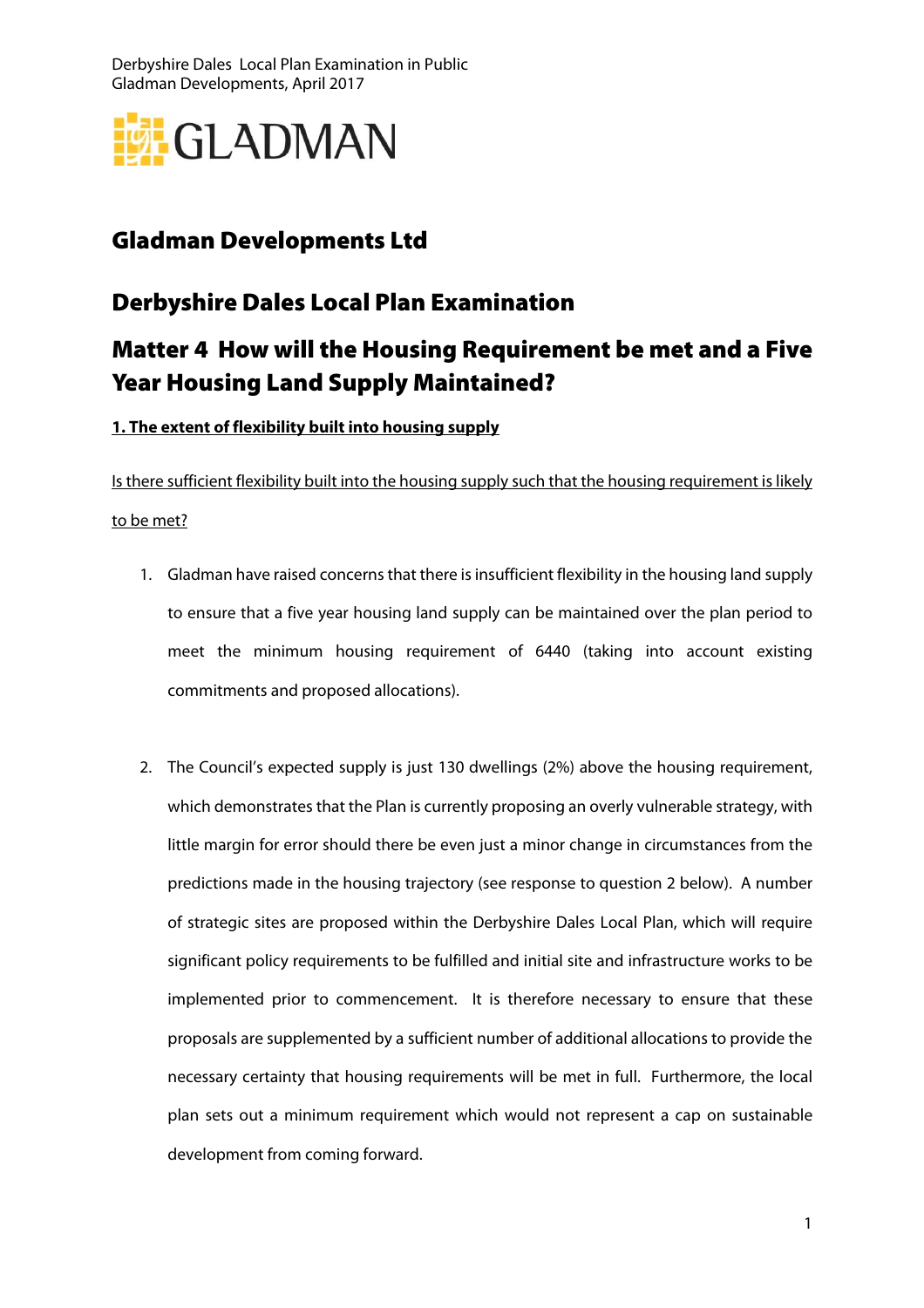# Gladman Developments Ltd

## Derbyshire Dales Local Plan Examination

## Matter 4 How will the Housing Requirement be met and a Five Year Housing Land Supply Maintained?

**1. The extent of flexibility built into housing supply**

Is there sufficient flexibility built into the housing supply such that the housing requirement is likely to be met?

1. Gladman have raised concerns that there is insufficient flexibility in the housing land supply to ensure that a five year housing land supply can be maintained over the plan period to meet the minimum housing requirement of 6440 (taking into account existing commitments and proposed allocations).

2. The Council's expected supply is just 130 dwellings (2%) above the housing requirement, which demonstrates that the Plan is currently proposing an overly vulnerable strategy, with little margin for error should there be even just a minor change in circumstances from the predictions made in the housing trajectory (see response to question 2 below). A number of strategic sites are proposed within the Derbyshire Dales Local Plan, which will require significant policy requirements to be fulfilled and initial site and infrastructure works to be implemented prior to commencement. It is therefore necessary to ensure that these proposals are supplemented by a sufficient number of additional allocations to provide the necessary certainty that housing requirements will be met in full. Furthermore, the local plan sets out a minimum requirement which would not represent a cap on sustainable development from coming forward.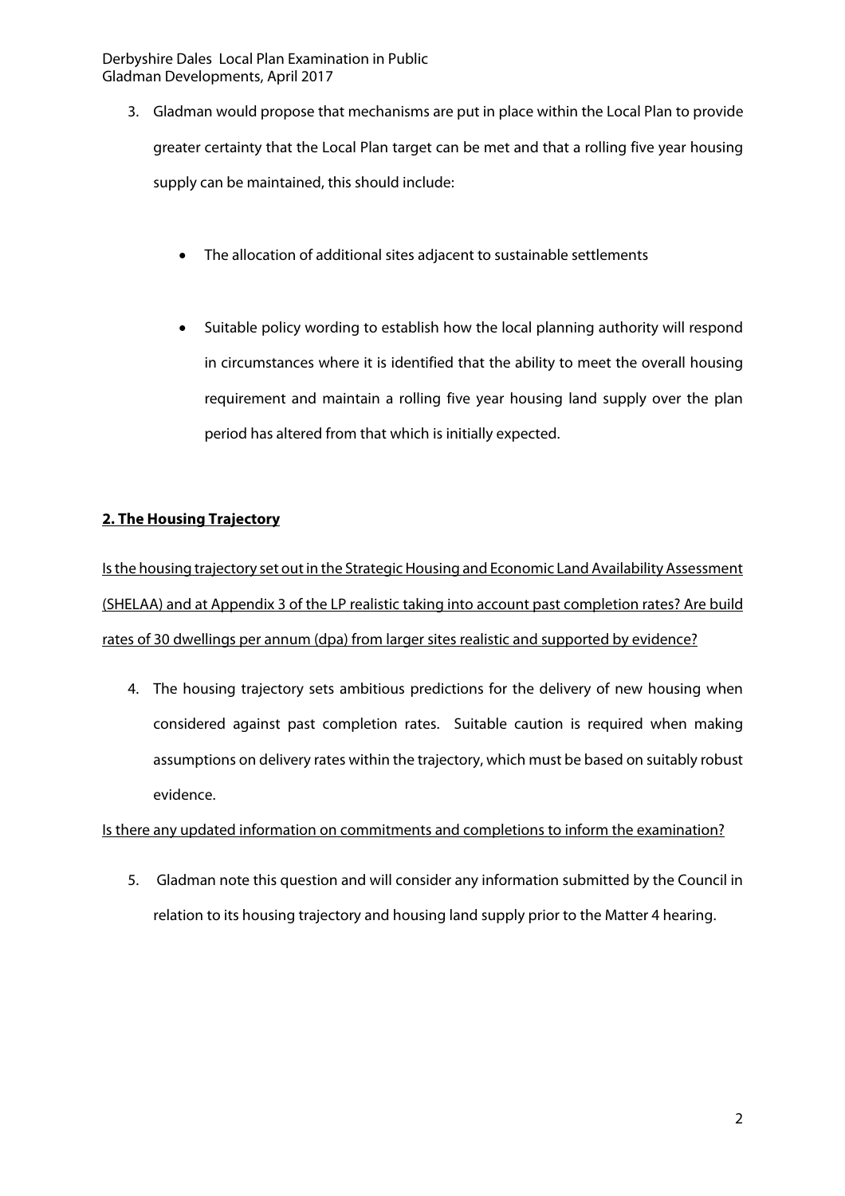3. Gladman would propose that mechanisms are put in place within the Local Plan to provide greater certainty that the Local Plan target can be met and that a rolling five year housing supply can be maintained, this should include:

   - The allocation of additional sites adjacent to sustainable settlements

   - Suitable policy wording to establish how the local planning authority will respond in circumstances where it is identified that the ability to meet the overall housing requirement and maintain a rolling five year housing land supply over the plan period has altered from that which is initially expected.

## 2. The Housing Trajectory

<u>Is the housing trajectory set out in the Strategic Housing and Economic Land Availability Assessment (SHELAA) and at Appendix 3 of the LP realistic taking into account past completion rates? Are build rates of 30 dwellings per annum (dpa) from larger sites realistic and supported by evidence?</u>

4. The housing trajectory sets ambitious predictions for the delivery of new housing when considered against past completion rates. Suitable caution is required when making assumptions on delivery rates within the trajectory, which must be based on suitably robust evidence.

<u>Is there any updated information on commitments and completions to inform the examination?</u>

5. Gladman note this question and will consider any information submitted by the Council in relation to its housing trajectory and housing land supply prior to the Matter 4 hearing.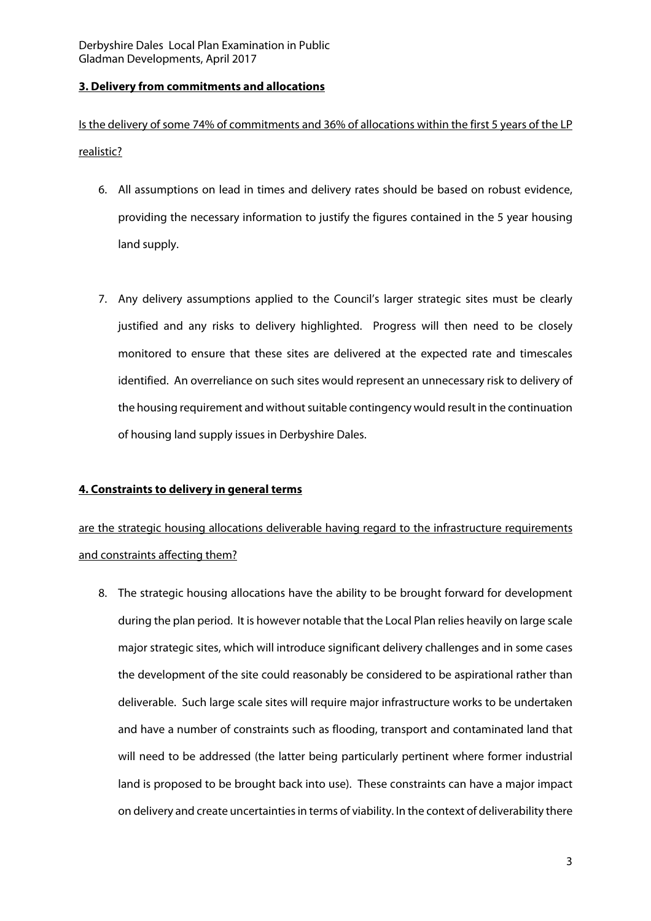**3. Delivery from commitments and allocations**

Is the delivery of some 74% of commitments and 36% of allocations within the first 5 years of the LP realistic?

6. All assumptions on lead in times and delivery rates should be based on robust evidence, providing the necessary information to justify the figures contained in the 5 year housing land supply.

7. Any delivery assumptions applied to the Council's larger strategic sites must be clearly justified and any risks to delivery highlighted. Progress will then need to be closely monitored to ensure that these sites are delivered at the expected rate and timescales identified. An overreliance on such sites would represent an unnecessary risk to delivery of the housing requirement and without suitable contingency would result in the continuation of housing land supply issues in Derbyshire Dales.

**4. Constraints to delivery in general terms**

are the strategic housing allocations deliverable having regard to the infrastructure requirements and constraints affecting them?

8. The strategic housing allocations have the ability to be brought forward for development during the plan period. It is however notable that the Local Plan relies heavily on large scale major strategic sites, which will introduce significant delivery challenges and in some cases the development of the site could reasonably be considered to be aspirational rather than deliverable. Such large scale sites will require major infrastructure works to be undertaken and have a number of constraints such as flooding, transport and contaminated land that will need to be addressed (the latter being particularly pertinent where former industrial land is proposed to be brought back into use). These constraints can have a major impact on delivery and create uncertainties in terms of viability. In the context of deliverability there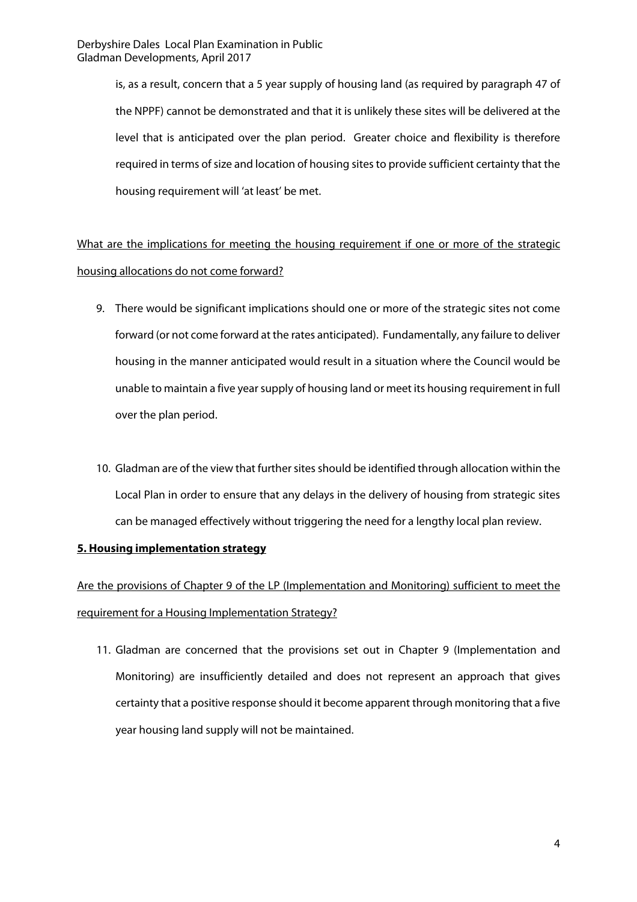is, as a result, concern that a 5 year supply of housing land (as required by paragraph 47 of the NPPF) cannot be demonstrated and that it is unlikely these sites will be delivered at the level that is anticipated over the plan period. Greater choice and flexibility is therefore required in terms of size and location of housing sites to provide sufficient certainty that the housing requirement will 'at least' be met.

<u>What are the implications for meeting the housing requirement if one or more of the strategic housing allocations do not come forward?</u>

9. There would be significant implications should one or more of the strategic sites not come forward (or not come forward at the rates anticipated). Fundamentally, any failure to deliver housing in the manner anticipated would result in a situation where the Council would be unable to maintain a five year supply of housing land or meet its housing requirement in full over the plan period.

10. Gladman are of the view that further sites should be identified through allocation within the Local Plan in order to ensure that any delays in the delivery of housing from strategic sites can be managed effectively without triggering the need for a lengthy local plan review.

**5. Housing implementation strategy**

<u>Are the provisions of Chapter 9 of the LP (Implementation and Monitoring) sufficient to meet the requirement for a Housing Implementation Strategy?</u>

11. Gladman are concerned that the provisions set out in Chapter 9 (Implementation and Monitoring) are insufficiently detailed and does not represent an approach that gives certainty that a positive response should it become apparent through monitoring that a five year housing land supply will not be maintained.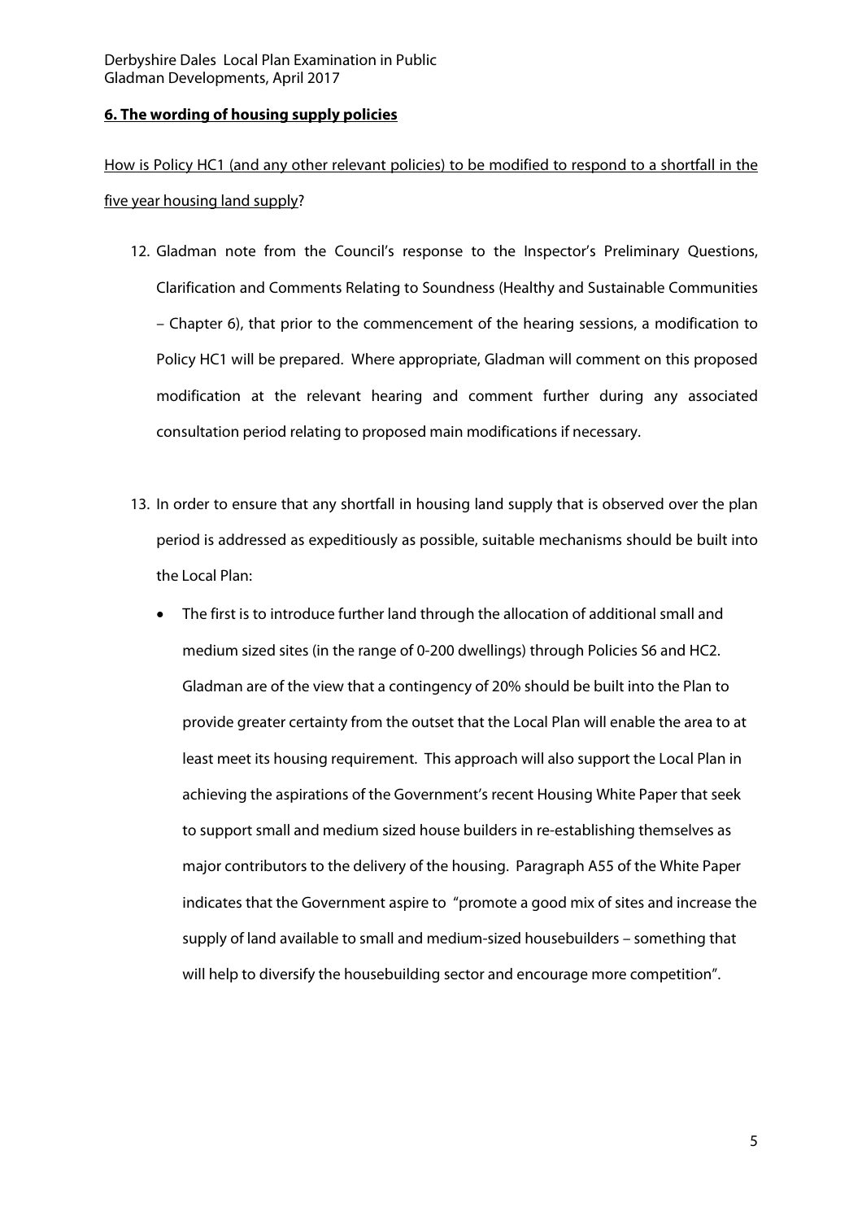**6. The wording of housing supply policies**

How is Policy HC1 (and any other relevant policies) to be modified to respond to a shortfall in the five year housing land supply?

12. Gladman note from the Council's response to the Inspector's Preliminary Questions, Clarification and Comments Relating to Soundness (Healthy and Sustainable Communities – Chapter 6), that prior to the commencement of the hearing sessions, a modification to Policy HC1 will be prepared. Where appropriate, Gladman will comment on this proposed modification at the relevant hearing and comment further during any associated consultation period relating to proposed main modifications if necessary.

13. In order to ensure that any shortfall in housing land supply that is observed over the plan period is addressed as expeditiously as possible, suitable mechanisms should be built into the Local Plan:

    - The first is to introduce further land through the allocation of additional small and medium sized sites (in the range of 0-200 dwellings) through Policies S6 and HC2. Gladman are of the view that a contingency of 20% should be built into the Plan to provide greater certainty from the outset that the Local Plan will enable the area to at least meet its housing requirement. This approach will also support the Local Plan in achieving the aspirations of the Government's recent Housing White Paper that seek to support small and medium sized house builders in re-establishing themselves as major contributors to the delivery of the housing. Paragraph A55 of the White Paper indicates that the Government aspire to "promote a good mix of sites and increase the supply of land available to small and medium-sized housebuilders – something that will help to diversify the housebuilding sector and encourage more competition".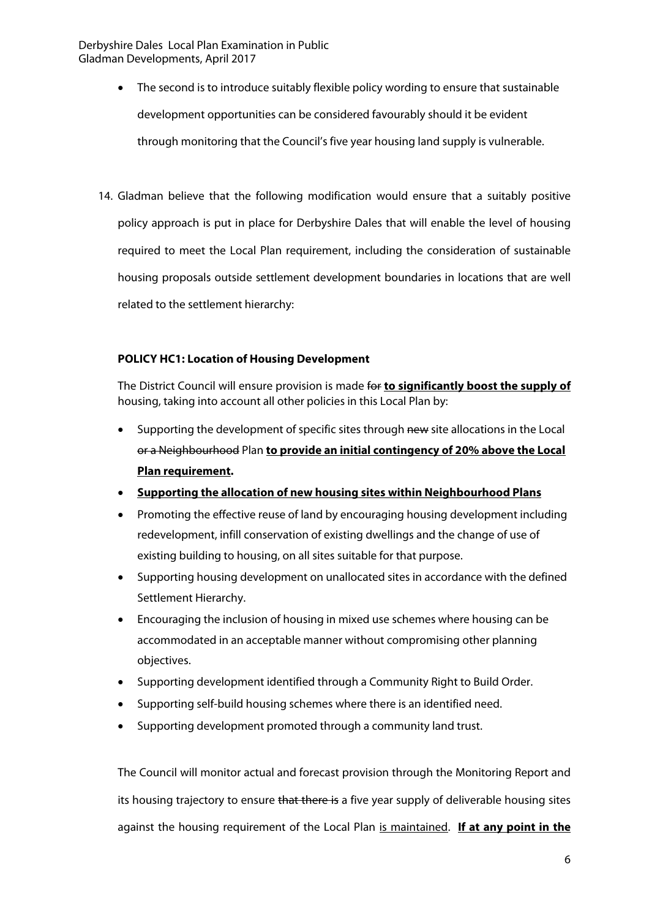- The second is to introduce suitably flexible policy wording to ensure that sustainable development opportunities can be considered favourably should it be evident through monitoring that the Council's five year housing land supply is vulnerable.

14. Gladman believe that the following modification would ensure that a suitably positive policy approach is put in place for Derbyshire Dales that will enable the level of housing required to meet the Local Plan requirement, including the consideration of sustainable housing proposals outside settlement development boundaries in locations that are well related to the settlement hierarchy:

**POLICY HC1: Location of Housing Development**

The District Council will ensure provision is made ~~for~~ **<u>to significantly boost the supply of</u>** housing, taking into account all other policies in this Local Plan by:

- Supporting the development of specific sites through ~~new~~ site allocations in the Local ~~or a Neighbourhood~~ Plan **<u>to provide an initial contingency of 20% above the Local Plan requirement</u>.**
- **<u>Supporting the allocation of new housing sites within Neighbourhood Plans</u>**
- Promoting the effective reuse of land by encouraging housing development including redevelopment, infill conservation of existing dwellings and the change of use of existing building to housing, on all sites suitable for that purpose.
- Supporting housing development on unallocated sites in accordance with the defined Settlement Hierarchy.
- Encouraging the inclusion of housing in mixed use schemes where housing can be accommodated in an acceptable manner without compromising other planning objectives.
- Supporting development identified through a Community Right to Build Order.
- Supporting self-build housing schemes where there is an identified need.
- Supporting development promoted through a community land trust.

The Council will monitor actual and forecast provision through the Monitoring Report and its housing trajectory to ensure ~~that there is~~ a five year supply of deliverable housing sites against the housing requirement of the Local Plan <u>is maintained</u>. **<u>If at any point in the</u>**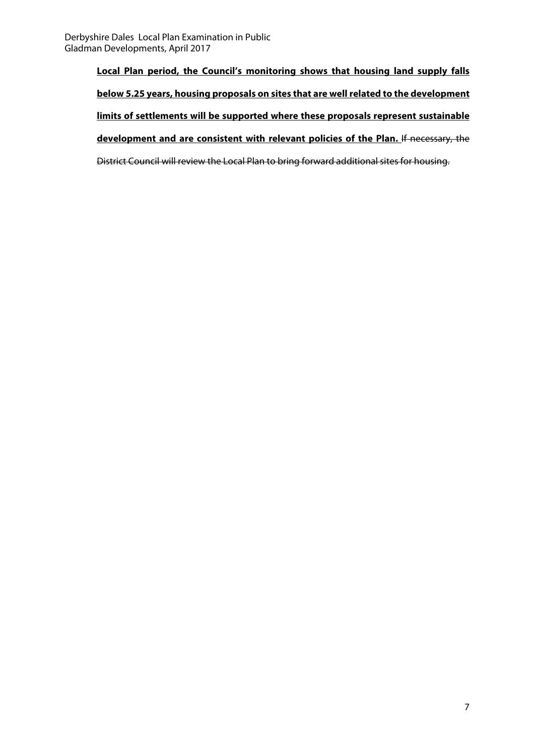**<u>Local Plan period, the Council's monitoring shows that housing land supply falls below 5.25 years, housing proposals on sites that are well related to the development limits of settlements will be supported where these proposals represent sustainable development and are consistent with relevant policies of the Plan.</u>** ~~If necessary, the District Council will review the Local Plan to bring forward additional sites for housing.~~